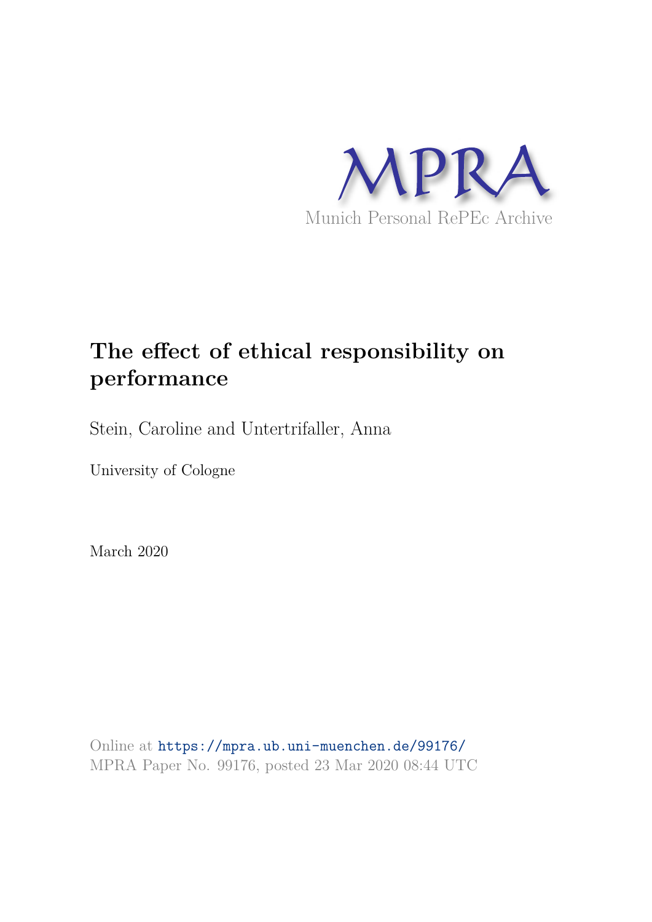MPRA

Munich Personal RePEc Archive

# The effect of ethical responsibility on performance

Stein, Caroline and Untertrifaller, Anna

University of Cologne

March 2020

Online at https://mpra.ub.uni-muenchen.de/99176/
MPRA Paper No. 99176, posted 23 Mar 2020 08:44 UTC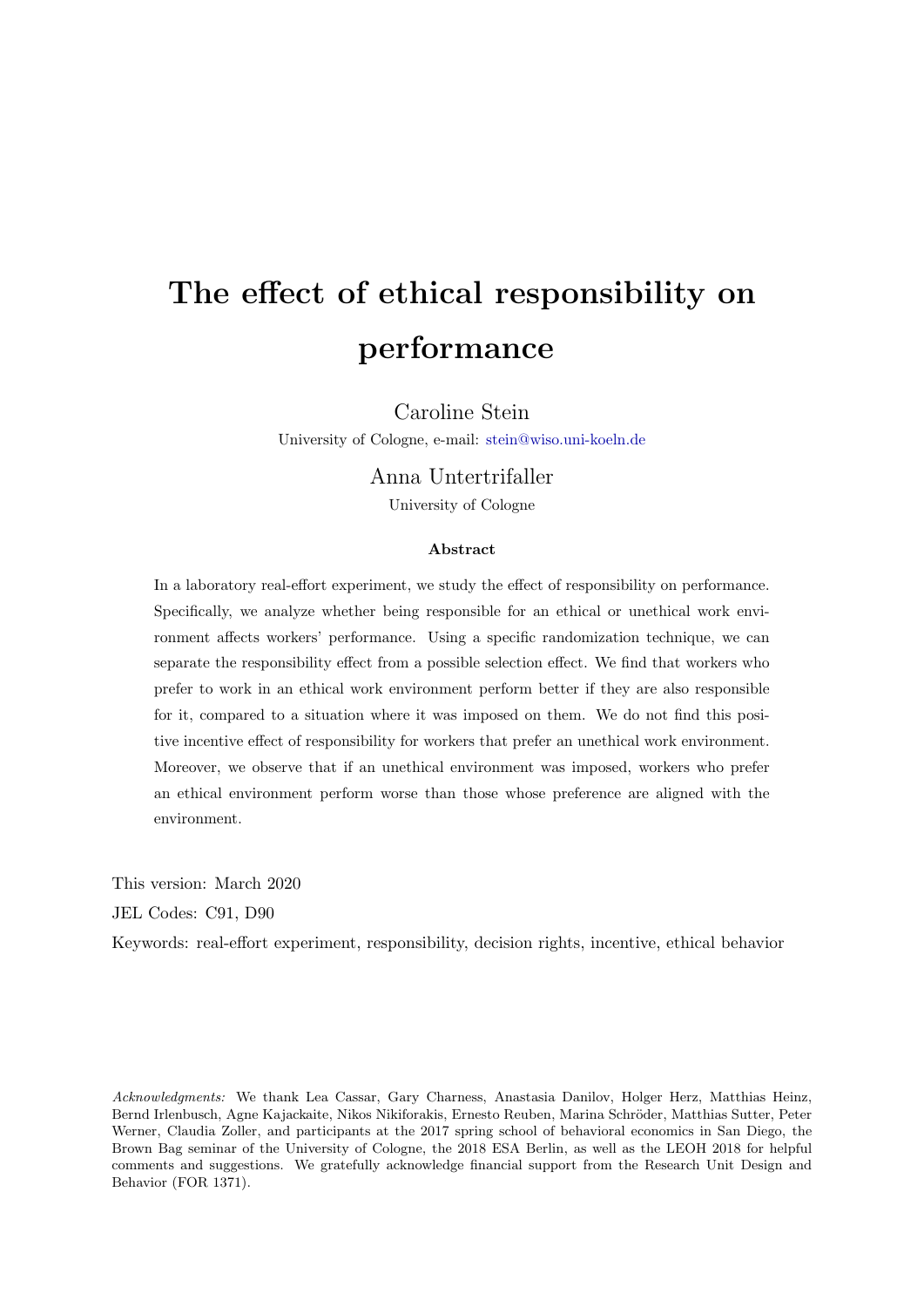# The effect of ethical responsibility on performance

Caroline Stein

University of Cologne, e-mail: stein@wiso.uni-koeln.de

Anna Untertrifaller

University of Cologne

**Abstract**

In a laboratory real-effort experiment, we study the effect of responsibility on performance. Specifically, we analyze whether being responsible for an ethical or unethical work environment affects workers' performance. Using a specific randomization technique, we can separate the responsibility effect from a possible selection effect. We find that workers who prefer to work in an ethical work environment perform better if they are also responsible for it, compared to a situation where it was imposed on them. We do not find this positive incentive effect of responsibility for workers that prefer an unethical work environment. Moreover, we observe that if an unethical environment was imposed, workers who prefer an ethical environment perform worse than those whose preference are aligned with the environment.

This version: March 2020

JEL Codes: C91, D90

Keywords: real-effort experiment, responsibility, decision rights, incentive, ethical behavior

*Acknowledgments:* We thank Lea Cassar, Gary Charness, Anastasia Danilov, Holger Herz, Matthias Heinz, Bernd Irlenbusch, Agne Kajackaite, Nikos Nikiforakis, Ernesto Reuben, Marina Schröder, Matthias Sutter, Peter Werner, Claudia Zoller, and participants at the 2017 spring school of behavioral economics in San Diego, the Brown Bag seminar of the University of Cologne, the 2018 ESA Berlin, as well as the LEOH 2018 for helpful comments and suggestions. We gratefully acknowledge financial support from the Research Unit Design and Behavior (FOR 1371).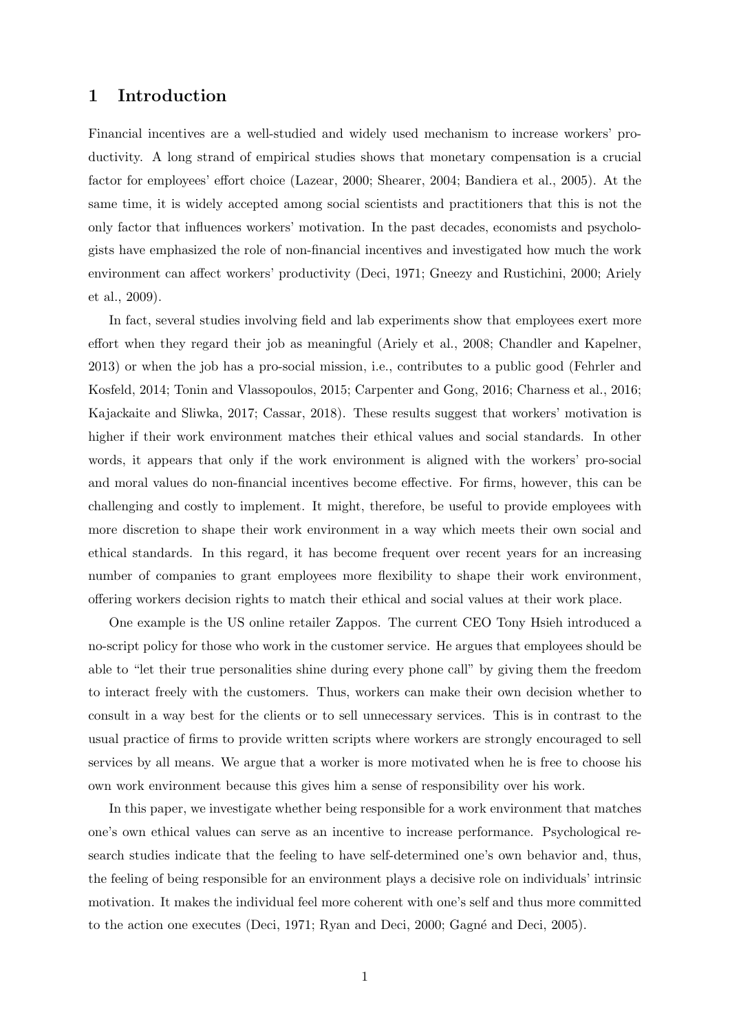# 1 Introduction

Financial incentives are a well-studied and widely used mechanism to increase workers' productivity. A long strand of empirical studies shows that monetary compensation is a crucial factor for employees' effort choice (Lazear, 2000; Shearer, 2004; Bandiera et al., 2005). At the same time, it is widely accepted among social scientists and practitioners that this is not the only factor that influences workers' motivation. In the past decades, economists and psychologists have emphasized the role of non-financial incentives and investigated how much the work environment can affect workers' productivity (Deci, 1971; Gneezy and Rustichini, 2000; Ariely et al., 2009).

In fact, several studies involving field and lab experiments show that employees exert more effort when they regard their job as meaningful (Ariely et al., 2008; Chandler and Kapelner, 2013) or when the job has a pro-social mission, i.e., contributes to a public good (Fehrler and Kosfeld, 2014; Tonin and Vlassopoulos, 2015; Carpenter and Gong, 2016; Charness et al., 2016; Kajackaite and Sliwka, 2017; Cassar, 2018). These results suggest that workers' motivation is higher if their work environment matches their ethical values and social standards. In other words, it appears that only if the work environment is aligned with the workers' pro-social and moral values do non-financial incentives become effective. For firms, however, this can be challenging and costly to implement. It might, therefore, be useful to provide employees with more discretion to shape their work environment in a way which meets their own social and ethical standards. In this regard, it has become frequent over recent years for an increasing number of companies to grant employees more flexibility to shape their work environment, offering workers decision rights to match their ethical and social values at their work place.

One example is the US online retailer Zappos. The current CEO Tony Hsieh introduced a no-script policy for those who work in the customer service. He argues that employees should be able to "let their true personalities shine during every phone call" by giving them the freedom to interact freely with the customers. Thus, workers can make their own decision whether to consult in a way best for the clients or to sell unnecessary services. This is in contrast to the usual practice of firms to provide written scripts where workers are strongly encouraged to sell services by all means. We argue that a worker is more motivated when he is free to choose his own work environment because this gives him a sense of responsibility over his work.

In this paper, we investigate whether being responsible for a work environment that matches one's own ethical values can serve as an incentive to increase performance. Psychological research studies indicate that the feeling to have self-determined one's own behavior and, thus, the feeling of being responsible for an environment plays a decisive role on individuals' intrinsic motivation. It makes the individual feel more coherent with one's self and thus more committed to the action one executes (Deci, 1971; Ryan and Deci, 2000; Gagné and Deci, 2005).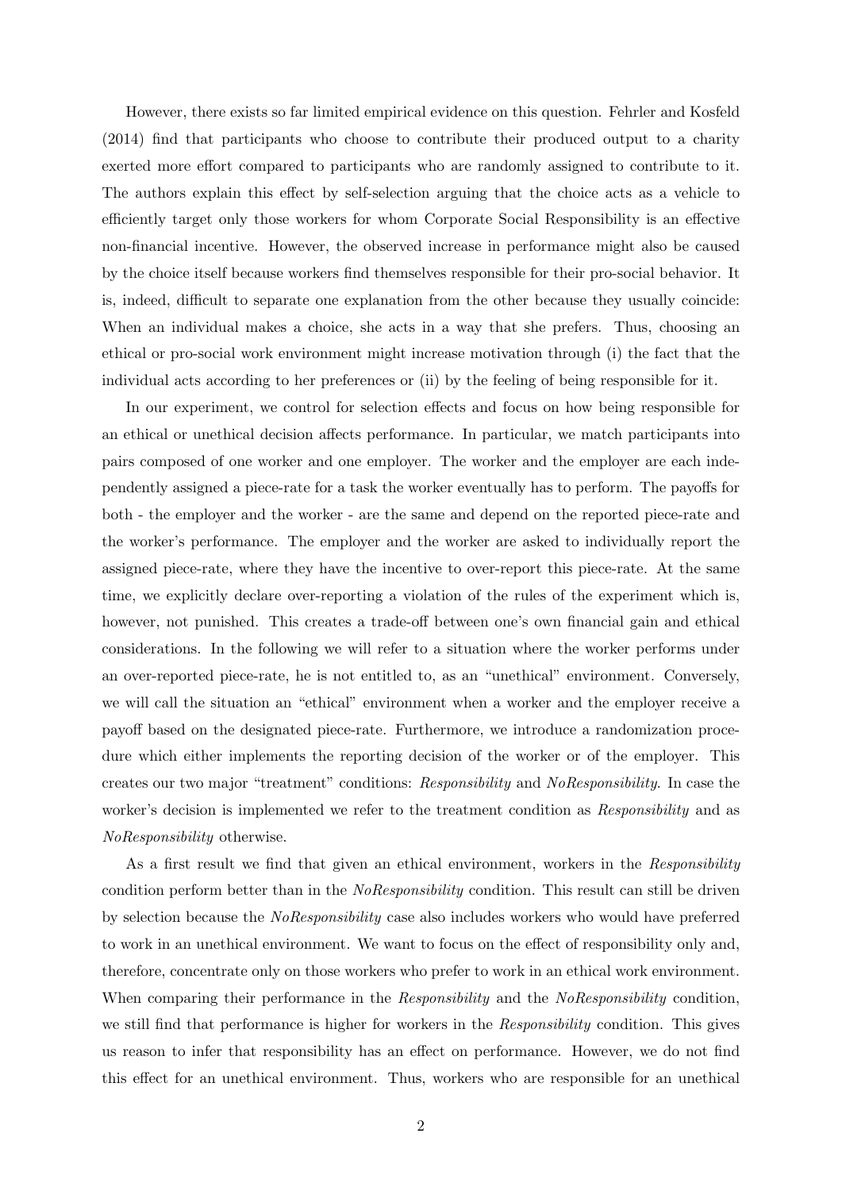However, there exists so far limited empirical evidence on this question. Fehrler and Kosfeld (2014) find that participants who choose to contribute their produced output to a charity exerted more effort compared to participants who are randomly assigned to contribute to it. The authors explain this effect by self-selection arguing that the choice acts as a vehicle to efficiently target only those workers for whom Corporate Social Responsibility is an effective non-financial incentive. However, the observed increase in performance might also be caused by the choice itself because workers find themselves responsible for their pro-social behavior. It is, indeed, difficult to separate one explanation from the other because they usually coincide: When an individual makes a choice, she acts in a way that she prefers. Thus, choosing an ethical or pro-social work environment might increase motivation through (i) the fact that the individual acts according to her preferences or (ii) by the feeling of being responsible for it.

In our experiment, we control for selection effects and focus on how being responsible for an ethical or unethical decision affects performance. In particular, we match participants into pairs composed of one worker and one employer. The worker and the employer are each independently assigned a piece-rate for a task the worker eventually has to perform. The payoffs for both - the employer and the worker - are the same and depend on the reported piece-rate and the worker's performance. The employer and the worker are asked to individually report the assigned piece-rate, where they have the incentive to over-report this piece-rate. At the same time, we explicitly declare over-reporting a violation of the rules of the experiment which is, however, not punished. This creates a trade-off between one's own financial gain and ethical considerations. In the following we will refer to a situation where the worker performs under an over-reported piece-rate, he is not entitled to, as an "unethical" environment. Conversely, we will call the situation an "ethical" environment when a worker and the employer receive a payoff based on the designated piece-rate. Furthermore, we introduce a randomization procedure which either implements the reporting decision of the worker or of the employer. This creates our two major "treatment" conditions: *Responsibility* and *NoResponsibility*. In case the worker's decision is implemented we refer to the treatment condition as *Responsibility* and as *NoResponsibility* otherwise.

As a first result we find that given an ethical environment, workers in the *Responsibility* condition perform better than in the *NoResponsibility* condition. This result can still be driven by selection because the *NoResponsibility* case also includes workers who would have preferred to work in an unethical environment. We want to focus on the effect of responsibility only and, therefore, concentrate only on those workers who prefer to work in an ethical work environment. When comparing their performance in the *Responsibility* and the *NoResponsibility* condition, we still find that performance is higher for workers in the *Responsibility* condition. This gives us reason to infer that responsibility has an effect on performance. However, we do not find this effect for an unethical environment. Thus, workers who are responsible for an unethical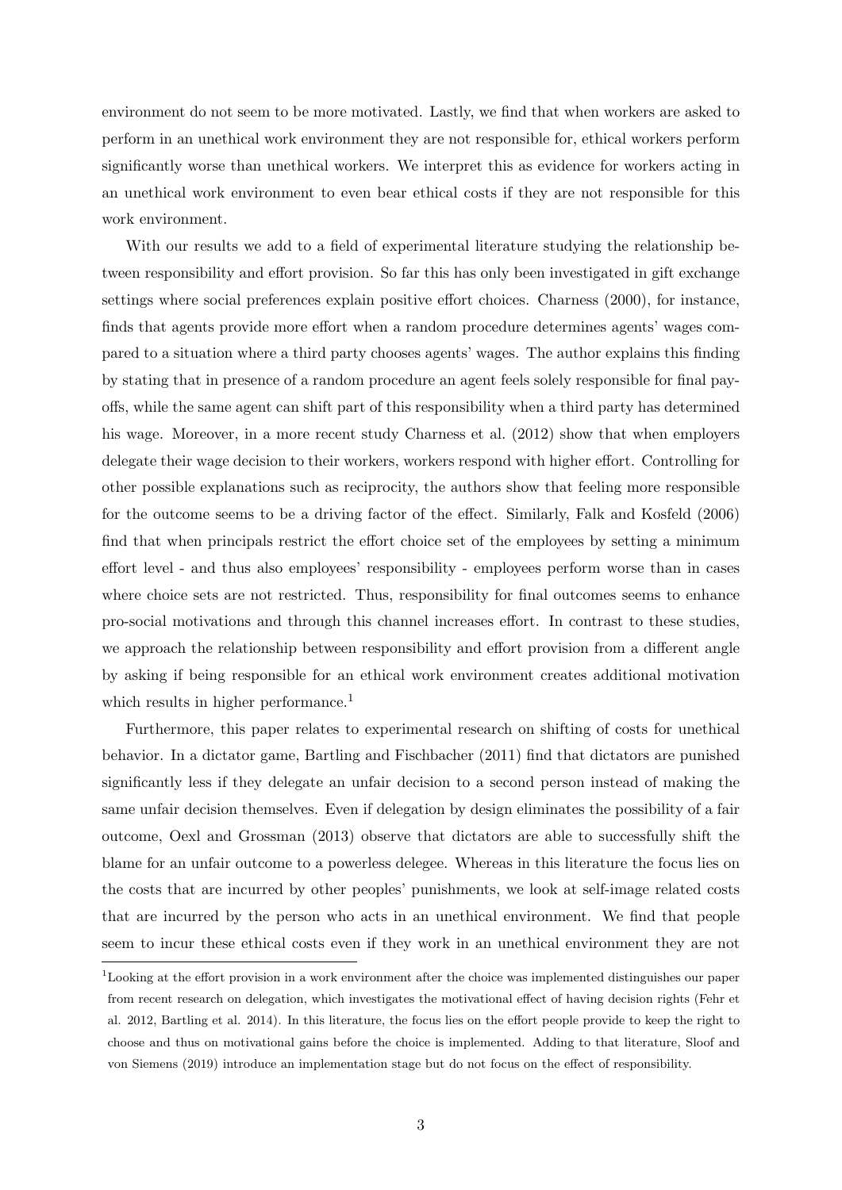environment do not seem to be more motivated. Lastly, we find that when workers are asked to perform in an unethical work environment they are not responsible for, ethical workers perform significantly worse than unethical workers. We interpret this as evidence for workers acting in an unethical work environment to even bear ethical costs if they are not responsible for this work environment.

With our results we add to a field of experimental literature studying the relationship between responsibility and effort provision. So far this has only been investigated in gift exchange settings where social preferences explain positive effort choices. Charness (2000), for instance, finds that agents provide more effort when a random procedure determines agents' wages compared to a situation where a third party chooses agents' wages. The author explains this finding by stating that in presence of a random procedure an agent feels solely responsible for final payoffs, while the same agent can shift part of this responsibility when a third party has determined his wage. Moreover, in a more recent study Charness et al. (2012) show that when employers delegate their wage decision to their workers, workers respond with higher effort. Controlling for other possible explanations such as reciprocity, the authors show that feeling more responsible for the outcome seems to be a driving factor of the effect. Similarly, Falk and Kosfeld (2006) find that when principals restrict the effort choice set of the employees by setting a minimum effort level - and thus also employees' responsibility - employees perform worse than in cases where choice sets are not restricted. Thus, responsibility for final outcomes seems to enhance pro-social motivations and through this channel increases effort. In contrast to these studies, we approach the relationship between responsibility and effort provision from a different angle by asking if being responsible for an ethical work environment creates additional motivation which results in higher performance.[1]

Furthermore, this paper relates to experimental research on shifting of costs for unethical behavior. In a dictator game, Bartling and Fischbacher (2011) find that dictators are punished significantly less if they delegate an unfair decision to a second person instead of making the same unfair decision themselves. Even if delegation by design eliminates the possibility of a fair outcome, Oexl and Grossman (2013) observe that dictators are able to successfully shift the blame for an unfair outcome to a powerless delegee. Whereas in this literature the focus lies on the costs that are incurred by other peoples' punishments, we look at self-image related costs that are incurred by the person who acts in an unethical environment. We find that people seem to incur these ethical costs even if they work in an unethical environment they are not

[1] Looking at the effort provision in a work environment after the choice was implemented distinguishes our paper from recent research on delegation, which investigates the motivational effect of having decision rights (Fehr et al. 2012, Bartling et al. 2014). In this literature, the focus lies on the effort people provide to keep the right to choose and thus on motivational gains before the choice is implemented. Adding to that literature, Sloof and von Siemens (2019) introduce an implementation stage but do not focus on the effect of responsibility.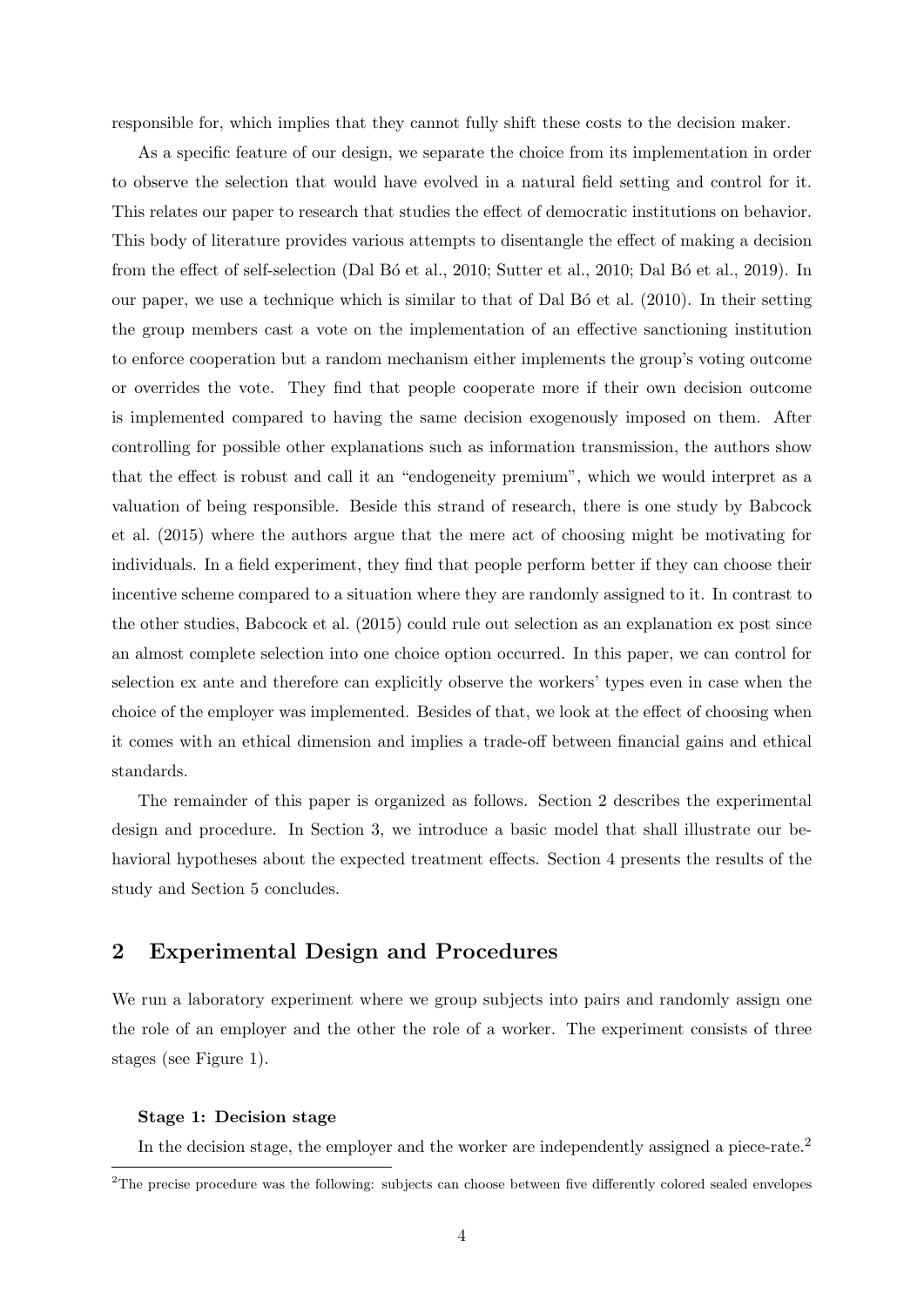responsible for, which implies that they cannot fully shift these costs to the decision maker.

As a specific feature of our design, we separate the choice from its implementation in order to observe the selection that would have evolved in a natural field setting and control for it. This relates our paper to research that studies the effect of democratic institutions on behavior. This body of literature provides various attempts to disentangle the effect of making a decision from the effect of self-selection (Dal Bó et al., 2010; Sutter et al., 2010; Dal Bó et al., 2019). In our paper, we use a technique which is similar to that of Dal Bó et al. (2010). In their setting the group members cast a vote on the implementation of an effective sanctioning institution to enforce cooperation but a random mechanism either implements the group's voting outcome or overrides the vote. They find that people cooperate more if their own decision outcome is implemented compared to having the same decision exogenously imposed on them. After controlling for possible other explanations such as information transmission, the authors show that the effect is robust and call it an "endogeneity premium", which we would interpret as a valuation of being responsible. Beside this strand of research, there is one study by Babcock et al. (2015) where the authors argue that the mere act of choosing might be motivating for individuals. In a field experiment, they find that people perform better if they can choose their incentive scheme compared to a situation where they are randomly assigned to it. In contrast to the other studies, Babcock et al. (2015) could rule out selection as an explanation ex post since an almost complete selection into one choice option occurred. In this paper, we can control for selection ex ante and therefore can explicitly observe the workers' types even in case when the choice of the employer was implemented. Besides of that, we look at the effect of choosing when it comes with an ethical dimension and implies a trade-off between financial gains and ethical standards.

The remainder of this paper is organized as follows. Section 2 describes the experimental design and procedure. In Section 3, we introduce a basic model that shall illustrate our behavioral hypotheses about the expected treatment effects. Section 4 presents the results of the study and Section 5 concludes.

## 2 Experimental Design and Procedures

We run a laboratory experiment where we group subjects into pairs and randomly assign one the role of an employer and the other the role of a worker. The experiment consists of three stages (see Figure 1).

**Stage 1: Decision stage**

In the decision stage, the employer and the worker are independently assigned a piece-rate.[2]

[2]The precise procedure was the following: subjects can choose between five differently colored sealed envelopes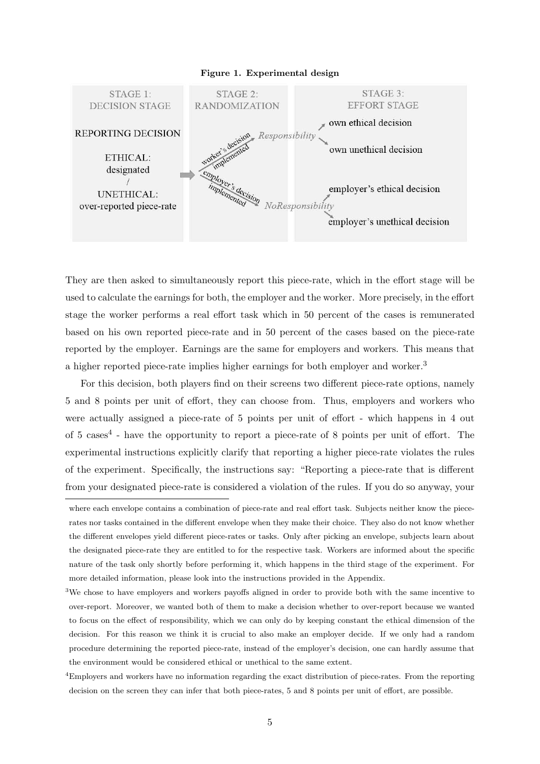**Figure 1. Experimental design**

| STAGE 1: DECISION STAGE | STAGE 2: RANDOMIZATION | STAGE 3: EFFORT STAGE |
|---|---|---|
| REPORTING DECISION | worker's decision implemented → *Responsibility* | own ethical decision / own unethical decision |
| ETHICAL: designated / UNETHICAL: over-reported piece-rate | employer's decision implemented → *NoResponsibility* | employer's ethical decision / employer's unethical decision |

They are then asked to simultaneously report this piece-rate, which in the effort stage will be used to calculate the earnings for both, the employer and the worker. More precisely, in the effort stage the worker performs a real effort task which in 50 percent of the cases is remunerated based on his own reported piece-rate and in 50 percent of the cases based on the piece-rate reported by the employer. Earnings are the same for employers and workers. This means that a higher reported piece-rate implies higher earnings for both employer and worker.[3]

For this decision, both players find on their screens two different piece-rate options, namely 5 and 8 points per unit of effort, they can choose from. Thus, employers and workers who were actually assigned a piece-rate of 5 points per unit of effort - which happens in 4 out of 5 cases[4] - have the opportunity to report a piece-rate of 8 points per unit of effort. The experimental instructions explicitly clarify that reporting a higher piece-rate violates the rules of the experiment. Specifically, the instructions say: "Reporting a piece-rate that is different from your designated piece-rate is considered a violation of the rules. If you do so anyway, your

---

where each envelope contains a combination of piece-rate and real effort task. Subjects neither know the piece-rates nor tasks contained in the different envelope when they make their choice. They also do not know whether the different envelopes yield different piece-rates or tasks. Only after picking an envelope, subjects learn about the designated piece-rate they are entitled to for the respective task. Workers are informed about the specific nature of the task only shortly before performing it, which happens in the third stage of the experiment. For more detailed information, please look into the instructions provided in the Appendix.

[3] We chose to have employers and workers payoffs aligned in order to provide both with the same incentive to over-report. Moreover, we wanted both of them to make a decision whether to over-report because we wanted to focus on the effect of responsibility, which we can only do by keeping constant the ethical dimension of the decision. For this reason we think it is crucial to also make an employer decide. If we only had a random procedure determining the reported piece-rate, instead of the employer's decision, one can hardly assume that the environment would be considered ethical or unethical to the same extent.

[4] Employers and workers have no information regarding the exact distribution of piece-rates. From the reporting decision on the screen they can infer that both piece-rates, 5 and 8 points per unit of effort, are possible.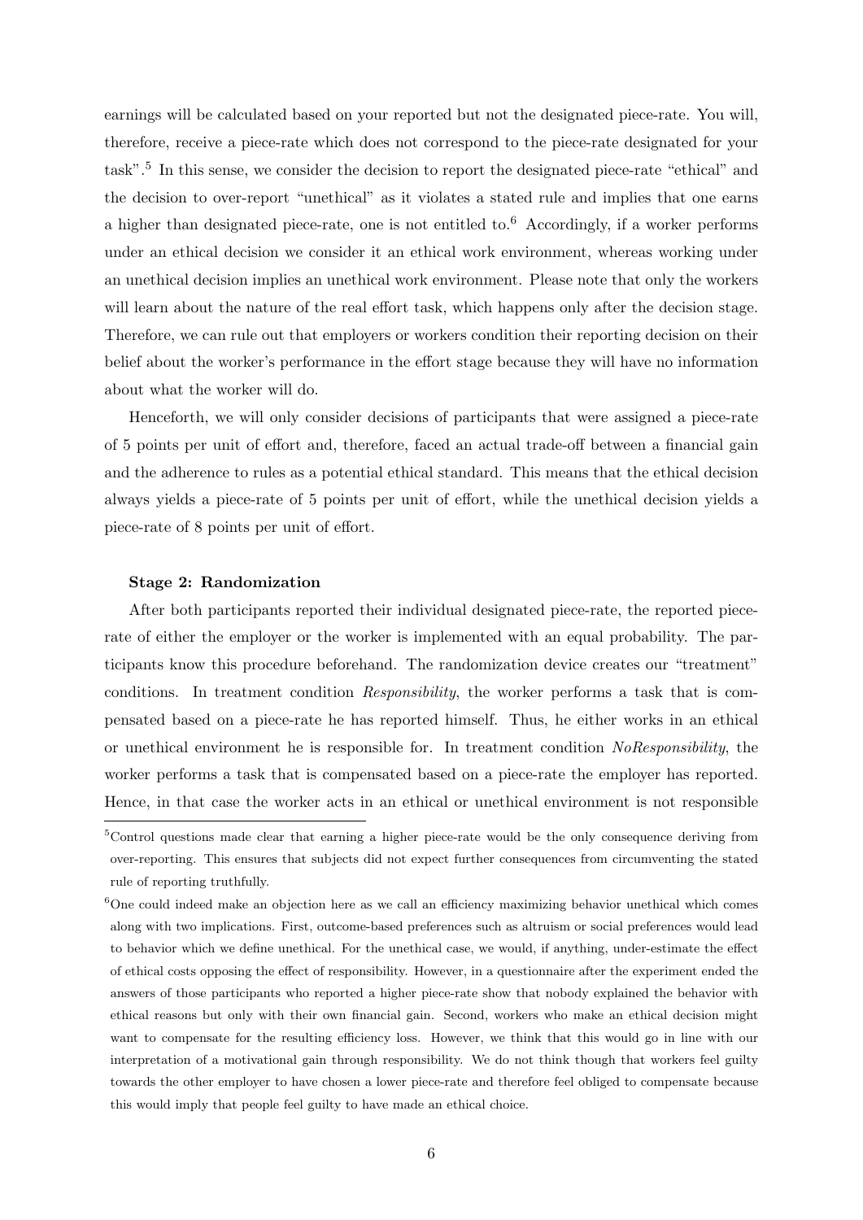earnings will be calculated based on your reported but not the designated piece-rate. You will, therefore, receive a piece-rate which does not correspond to the piece-rate designated for your task".[5] In this sense, we consider the decision to report the designated piece-rate "ethical" and the decision to over-report "unethical" as it violates a stated rule and implies that one earns a higher than designated piece-rate, one is not entitled to.[6] Accordingly, if a worker performs under an ethical decision we consider it an ethical work environment, whereas working under an unethical decision implies an unethical work environment. Please note that only the workers will learn about the nature of the real effort task, which happens only after the decision stage. Therefore, we can rule out that employers or workers condition their reporting decision on their belief about the worker's performance in the effort stage because they will have no information about what the worker will do.

Henceforth, we will only consider decisions of participants that were assigned a piece-rate of 5 points per unit of effort and, therefore, faced an actual trade-off between a financial gain and the adherence to rules as a potential ethical standard. This means that the ethical decision always yields a piece-rate of 5 points per unit of effort, while the unethical decision yields a piece-rate of 8 points per unit of effort.

**Stage 2: Randomization**

After both participants reported their individual designated piece-rate, the reported piece-rate of either the employer or the worker is implemented with an equal probability. The participants know this procedure beforehand. The randomization device creates our "treatment" conditions. In treatment condition *Responsibility*, the worker performs a task that is compensated based on a piece-rate he has reported himself. Thus, he either works in an ethical or unethical environment he is responsible for. In treatment condition *NoResponsibility*, the worker performs a task that is compensated based on a piece-rate the employer has reported. Hence, in that case the worker acts in an ethical or unethical environment is not responsible

---

[5] Control questions made clear that earning a higher piece-rate would be the only consequence deriving from over-reporting. This ensures that subjects did not expect further consequences from circumventing the stated rule of reporting truthfully.

[6] One could indeed make an objection here as we call an efficiency maximizing behavior unethical which comes along with two implications. First, outcome-based preferences such as altruism or social preferences would lead to behavior which we define unethical. For the unethical case, we would, if anything, under-estimate the effect of ethical costs opposing the effect of responsibility. However, in a questionnaire after the experiment ended the answers of those participants who reported a higher piece-rate show that nobody explained the behavior with ethical reasons but only with their own financial gain. Second, workers who make an ethical decision might want to compensate for the resulting efficiency loss. However, we think that this would go in line with our interpretation of a motivational gain through responsibility. We do not think though that workers feel guilty towards the other employer to have chosen a lower piece-rate and therefore feel obliged to compensate because this would imply that people feel guilty to have made an ethical choice.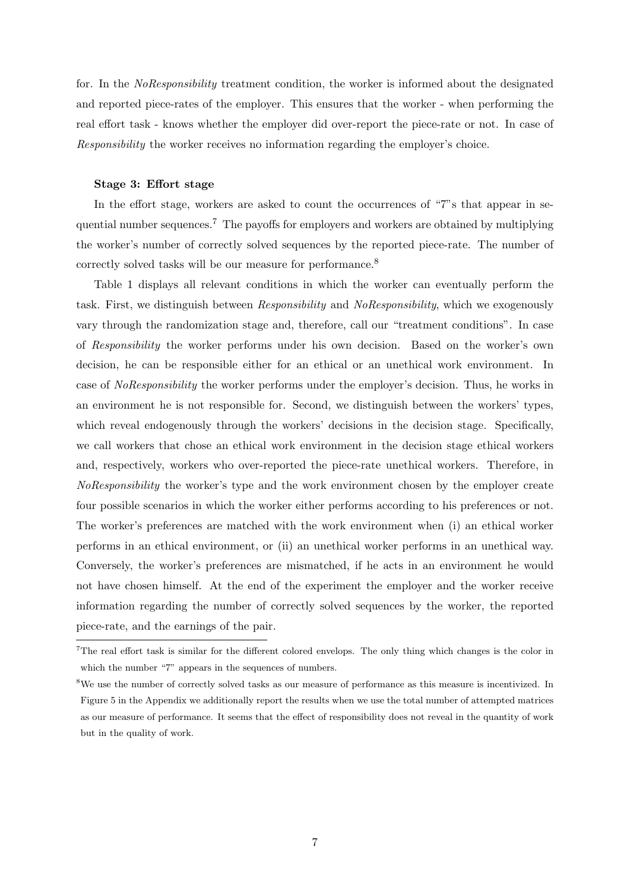for. In the *NoResponsibility* treatment condition, the worker is informed about the designated and reported piece-rates of the employer. This ensures that the worker - when performing the real effort task - knows whether the employer did over-report the piece-rate or not. In case of *Responsibility* the worker receives no information regarding the employer's choice.

**Stage 3: Effort stage**

In the effort stage, workers are asked to count the occurrences of "7"s that appear in sequential number sequences.[7] The payoffs for employers and workers are obtained by multiplying the worker's number of correctly solved sequences by the reported piece-rate. The number of correctly solved tasks will be our measure for performance.[8]

Table 1 displays all relevant conditions in which the worker can eventually perform the task. First, we distinguish between *Responsibility* and *NoResponsibility*, which we exogenously vary through the randomization stage and, therefore, call our "treatment conditions". In case of *Responsibility* the worker performs under his own decision. Based on the worker's own decision, he can be responsible either for an ethical or an unethical work environment. In case of *NoResponsibility* the worker performs under the employer's decision. Thus, he works in an environment he is not responsible for. Second, we distinguish between the workers' types, which reveal endogenously through the workers' decisions in the decision stage. Specifically, we call workers that chose an ethical work environment in the decision stage ethical workers and, respectively, workers who over-reported the piece-rate unethical workers. Therefore, in *NoResponsibility* the worker's type and the work environment chosen by the employer create four possible scenarios in which the worker either performs according to his preferences or not. The worker's preferences are matched with the work environment when (i) an ethical worker performs in an ethical environment, or (ii) an unethical worker performs in an unethical way. Conversely, the worker's preferences are mismatched, if he acts in an environment he would not have chosen himself. At the end of the experiment the employer and the worker receive information regarding the number of correctly solved sequences by the worker, the reported piece-rate, and the earnings of the pair.

---

[7] The real effort task is similar for the different colored envelops. The only thing which changes is the color in which the number "7" appears in the sequences of numbers.

[8] We use the number of correctly solved tasks as our measure of performance as this measure is incentivized. In Figure 5 in the Appendix we additionally report the results when we use the total number of attempted matrices as our measure of performance. It seems that the effect of responsibility does not reveal in the quantity of work but in the quality of work.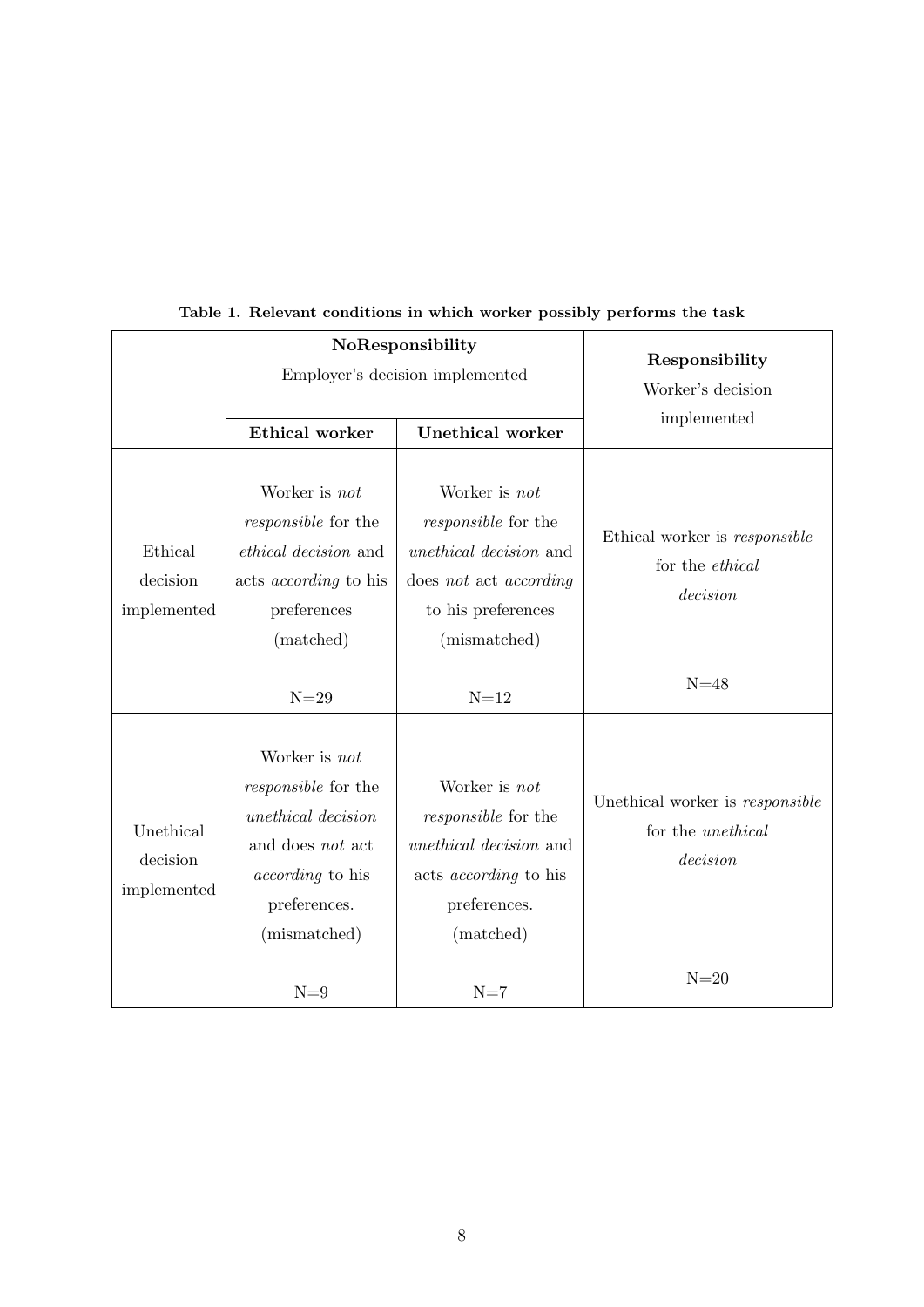**Table 1. Relevant conditions in which worker possibly performs the task**

| | **NoResponsibility** Employer's decision implemented | | **Responsibility** Worker's decision implemented |
|---|---|---|---|
| | **Ethical worker** | **Unethical worker** | |
| Ethical decision implemented | Worker is *not responsible* for the *ethical decision* and acts *according* to his preferences (matched) N=29 | Worker is *not responsible* for the *unethical decision* and does *not* act *according* to his preferences (mismatched) N=12 | Ethical worker is *responsible* for the *ethical decision* N=48 |
| Unethical decision implemented | Worker is *not responsible* for the *unethical decision* and does *not* act *according* to his preferences. (mismatched) N=9 | Worker is *not responsible* for the *unethical decision* and acts *according* to his preferences. (matched) N=7 | Unethical worker is *responsible* for the *unethical decision* N=20 |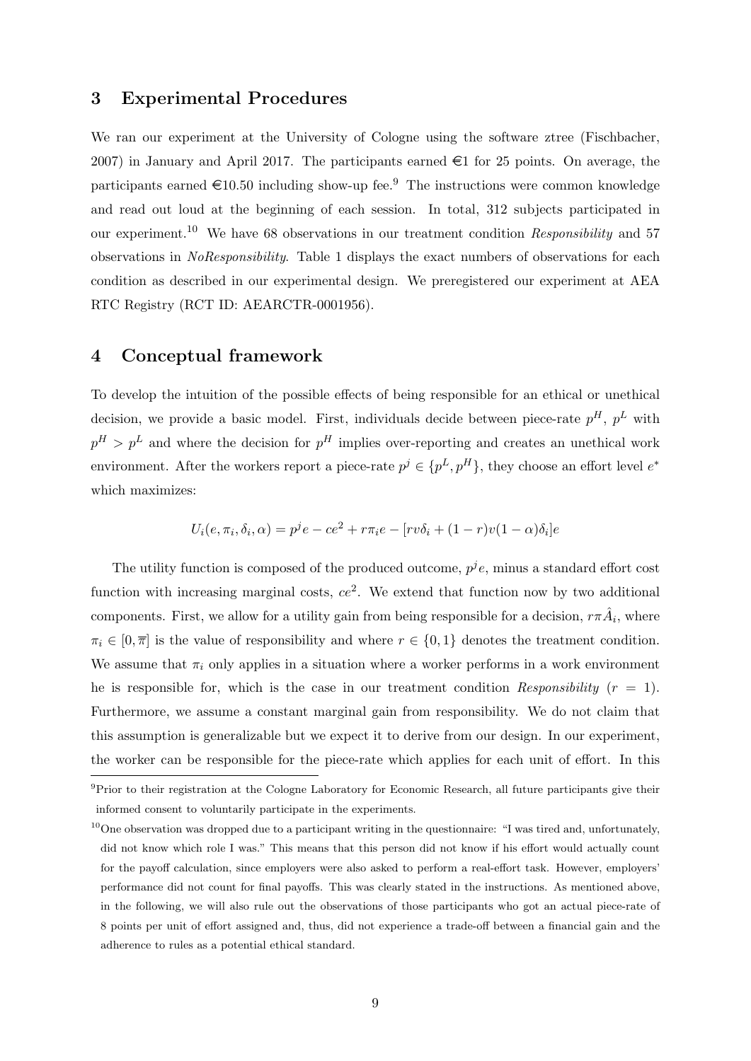## 3 Experimental Procedures

We ran our experiment at the University of Cologne using the software ztree (Fischbacher, 2007) in January and April 2017. The participants earned €1 for 25 points. On average, the participants earned €10.50 including show-up fee.[9] The instructions were common knowledge and read out loud at the beginning of each session. In total, 312 subjects participated in our experiment.[10] We have 68 observations in our treatment condition *Responsibility* and 57 observations in *NoResponsibility*. Table 1 displays the exact numbers of observations for each condition as described in our experimental design. We preregistered our experiment at AEA RTC Registry (RCT ID: AEARCTR-0001956).

## 4 Conceptual framework

To develop the intuition of the possible effects of being responsible for an ethical or unethical decision, we provide a basic model. First, individuals decide between piece-rate $p^H$, $p^L$ with $p^H > p^L$ and where the decision for $p^H$ implies over-reporting and creates an unethical work environment. After the workers report a piece-rate $p^j \in \{p^L, p^H\}$, they choose an effort level $e^*$ which maximizes:

$$U_i(e, \pi_i, \delta_i, \alpha) = p^j e - ce^2 + r\pi_i e - [rv\delta_i + (1-r)v(1-\alpha)\delta_i]e$$

The utility function is composed of the produced outcome, $p^j e$, minus a standard effort cost function with increasing marginal costs, $ce^2$. We extend that function now by two additional components. First, we allow for a utility gain from being responsible for a decision, $r\pi\hat{A}_i$, where $\pi_i \in [0, \overline{\pi}]$ is the value of responsibility and where $r \in \{0, 1\}$ denotes the treatment condition. We assume that $\pi_i$ only applies in a situation where a worker performs in a work environment he is responsible for, which is the case in our treatment condition *Responsibility* ($r = 1$). Furthermore, we assume a constant marginal gain from responsibility. We do not claim that this assumption is generalizable but we expect it to derive from our design. In our experiment, the worker can be responsible for the piece-rate which applies for each unit of effort. In this

[9] Prior to their registration at the Cologne Laboratory for Economic Research, all future participants give their informed consent to voluntarily participate in the experiments.

[10] One observation was dropped due to a participant writing in the questionnaire: "I was tired and, unfortunately, did not know which role I was." This means that this person did not know if his effort would actually count for the payoff calculation, since employers were also asked to perform a real-effort task. However, employers' performance did not count for final payoffs. This was clearly stated in the instructions. As mentioned above, in the following, we will also rule out the observations of those participants who got an actual piece-rate of 8 points per unit of effort assigned and, thus, did not experience a trade-off between a financial gain and the adherence to rules as a potential ethical standard.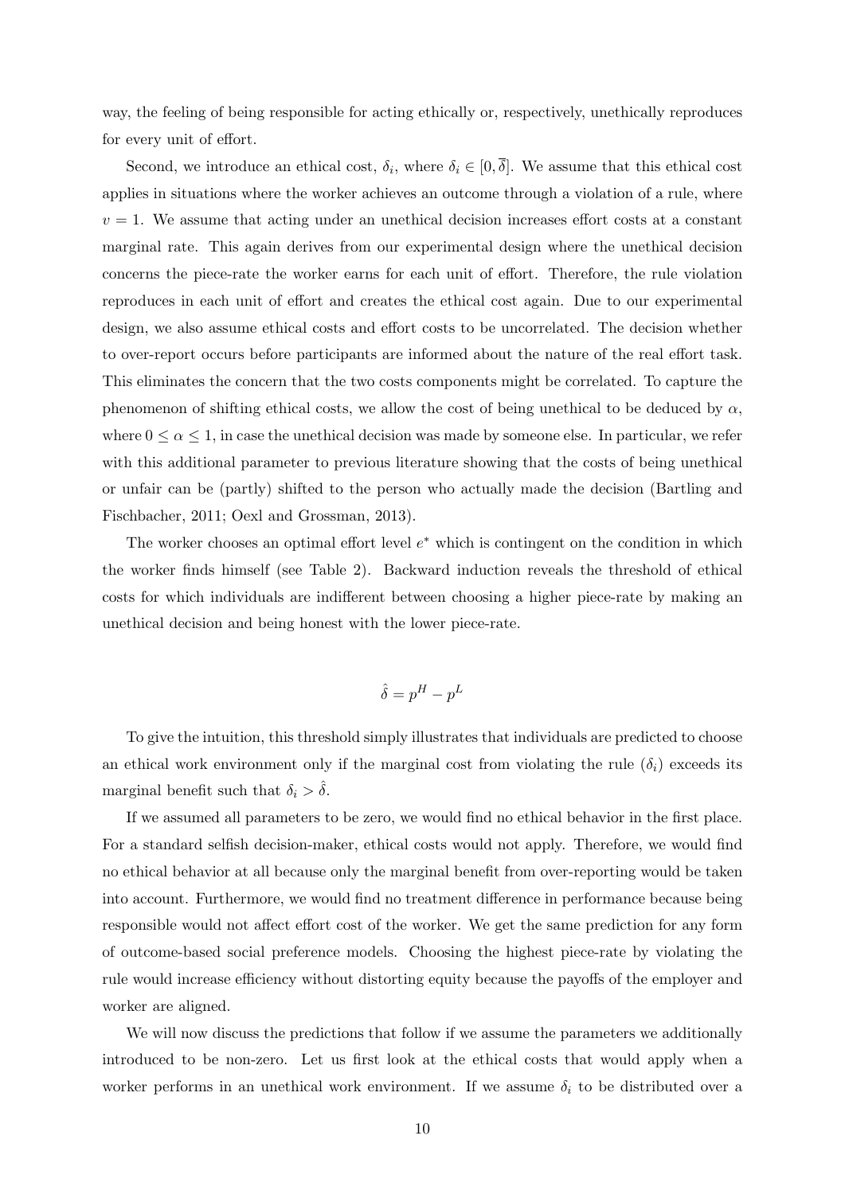way, the feeling of being responsible for acting ethically or, respectively, unethically reproduces for every unit of effort.

Second, we introduce an ethical cost, $\delta_i$, where $\delta_i \in [0, \overline{\delta}]$. We assume that this ethical cost applies in situations where the worker achieves an outcome through a violation of a rule, where $v = 1$. We assume that acting under an unethical decision increases effort costs at a constant marginal rate. This again derives from our experimental design where the unethical decision concerns the piece-rate the worker earns for each unit of effort. Therefore, the rule violation reproduces in each unit of effort and creates the ethical cost again. Due to our experimental design, we also assume ethical costs and effort costs to be uncorrelated. The decision whether to over-report occurs before participants are informed about the nature of the real effort task. This eliminates the concern that the two costs components might be correlated. To capture the phenomenon of shifting ethical costs, we allow the cost of being unethical to be deduced by $\alpha$, where $0 \leq \alpha \leq 1$, in case the unethical decision was made by someone else. In particular, we refer with this additional parameter to previous literature showing that the costs of being unethical or unfair can be (partly) shifted to the person who actually made the decision (Bartling and Fischbacher, 2011; Oexl and Grossman, 2013).

The worker chooses an optimal effort level $e^*$ which is contingent on the condition in which the worker finds himself (see Table 2). Backward induction reveals the threshold of ethical costs for which individuals are indifferent between choosing a higher piece-rate by making an unethical decision and being honest with the lower piece-rate.

$$\hat{\delta} = p^H - p^L$$

To give the intuition, this threshold simply illustrates that individuals are predicted to choose an ethical work environment only if the marginal cost from violating the rule ($\delta_i$) exceeds its marginal benefit such that $\delta_i > \hat{\delta}$.

If we assumed all parameters to be zero, we would find no ethical behavior in the first place. For a standard selfish decision-maker, ethical costs would not apply. Therefore, we would find no ethical behavior at all because only the marginal benefit from over-reporting would be taken into account. Furthermore, we would find no treatment difference in performance because being responsible would not affect effort cost of the worker. We get the same prediction for any form of outcome-based social preference models. Choosing the highest piece-rate by violating the rule would increase efficiency without distorting equity because the payoffs of the employer and worker are aligned.

We will now discuss the predictions that follow if we assume the parameters we additionally introduced to be non-zero. Let us first look at the ethical costs that would apply when a worker performs in an unethical work environment. If we assume $\delta_i$ to be distributed over a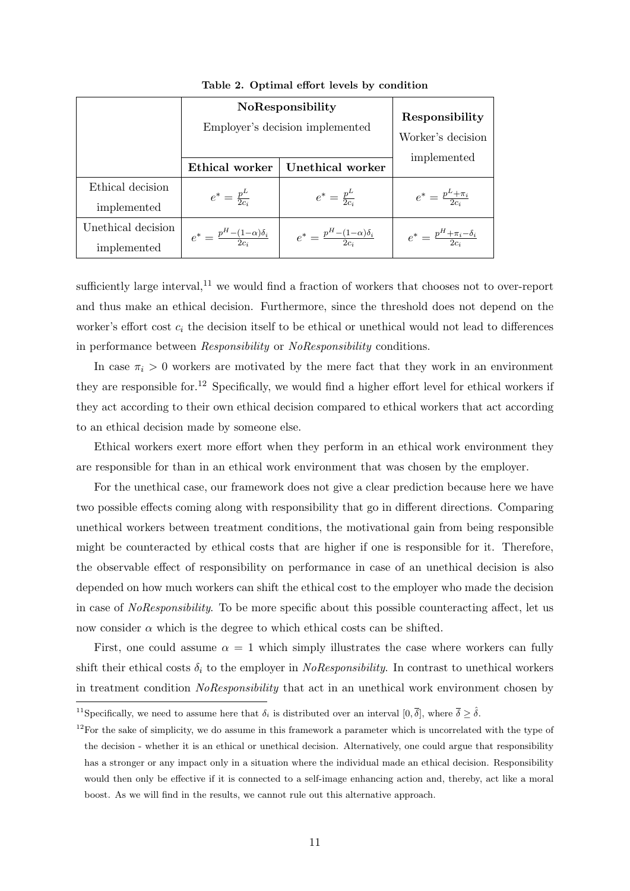**Table 2. Optimal effort levels by condition**

| | NoResponsibility<br>Employer's decision implemented | | Responsibility<br>Worker's decision implemented |
|---|---|---|---|
| | **Ethical worker** | **Unethical worker** | |
| Ethical decision implemented | $e^* = \frac{p^L}{2c_i}$ | $e^* = \frac{p^L}{2c_i}$ | $e^* = \frac{p^L+\pi_i}{2c_i}$ |
| Unethical decision implemented | $e^* = \frac{p^H-(1-\alpha)\delta_i}{2c_i}$ | $e^* = \frac{p^H-(1-\alpha)\delta_i}{2c_i}$ | $e^* = \frac{p^H+\pi_i-\delta_i}{2c_i}$ |

sufficiently large interval,[11] we would find a fraction of workers that chooses not to over-report and thus make an ethical decision. Furthermore, since the threshold does not depend on the worker's effort cost $c_i$ the decision itself to be ethical or unethical would not lead to differences in performance between *Responsibility* or *NoResponsibility* conditions.

In case $\pi_i > 0$ workers are motivated by the mere fact that they work in an environment they are responsible for.[12] Specifically, we would find a higher effort level for ethical workers if they act according to their own ethical decision compared to ethical workers that act according to an ethical decision made by someone else.

Ethical workers exert more effort when they perform in an ethical work environment they are responsible for than in an ethical work environment that was chosen by the employer.

For the unethical case, our framework does not give a clear prediction because here we have two possible effects coming along with responsibility that go in different directions. Comparing unethical workers between treatment conditions, the motivational gain from being responsible might be counteracted by ethical costs that are higher if one is responsible for it. Therefore, the observable effect of responsibility on performance in case of an unethical decision is also depended on how much workers can shift the ethical cost to the employer who made the decision in case of *NoResponsibility*. To be more specific about this possible counteracting affect, let us now consider $\alpha$ which is the degree to which ethical costs can be shifted.

First, one could assume $\alpha = 1$ which simply illustrates the case where workers can fully shift their ethical costs $\delta_i$ to the employer in *NoResponsibility*. In contrast to unethical workers in treatment condition *NoResponsibility* that act in an unethical work environment chosen by

[11] Specifically, we need to assume here that $\delta_i$ is distributed over an interval $[0, \overline{\delta}]$, where $\overline{\delta} \geq \hat{\delta}$.

[12] For the sake of simplicity, we do assume in this framework a parameter which is uncorrelated with the type of the decision - whether it is an ethical or unethical decision. Alternatively, one could argue that responsibility has a stronger or any impact only in a situation where the individual made an ethical decision. Responsibility would then only be effective if it is connected to a self-image enhancing action and, thereby, act like a moral boost. As we will find in the results, we cannot rule out this alternative approach.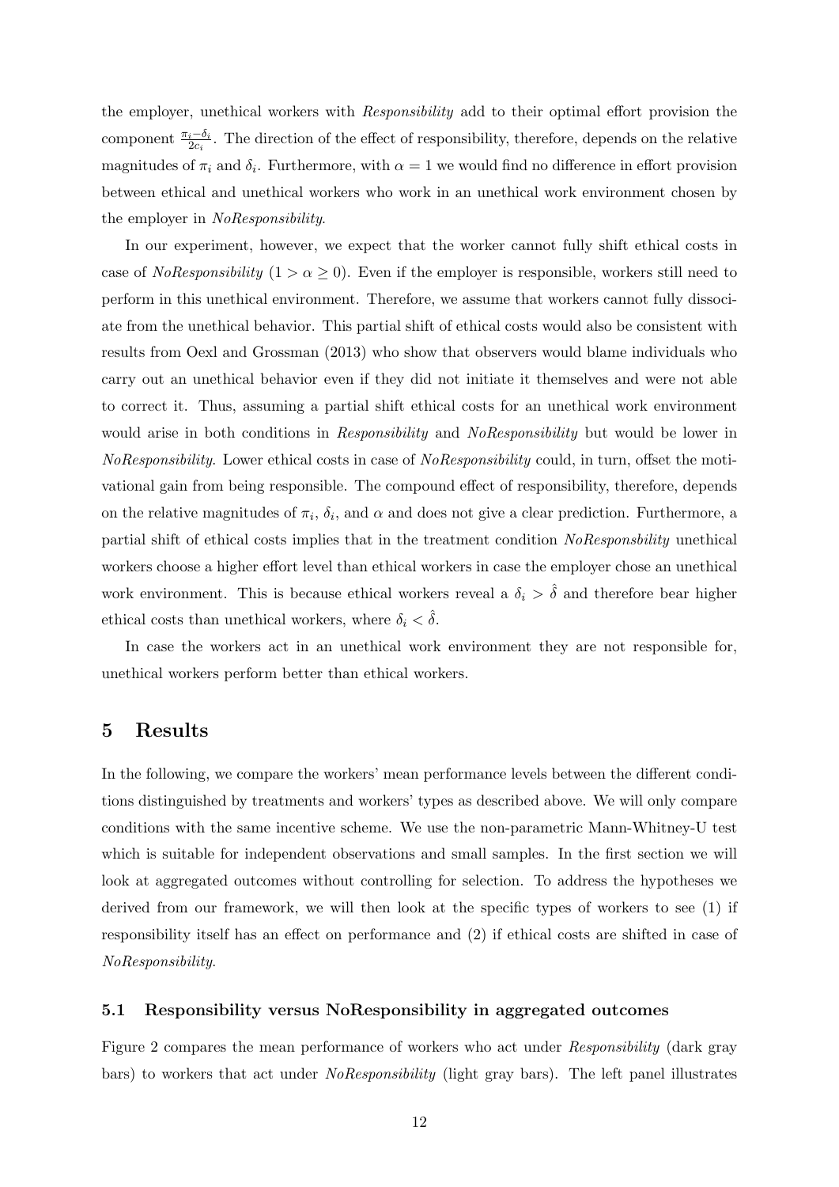the employer, unethical workers with *Responsibility* add to their optimal effort provision the component $\frac{\pi_i - \delta_i}{2c_i}$. The direction of the effect of responsibility, therefore, depends on the relative magnitudes of $\pi_i$ and $\delta_i$. Furthermore, with $\alpha = 1$ we would find no difference in effort provision between ethical and unethical workers who work in an unethical work environment chosen by the employer in *NoResponsibility*.

In our experiment, however, we expect that the worker cannot fully shift ethical costs in case of *NoResponsibility* ($1 > \alpha \geq 0$). Even if the employer is responsible, workers still need to perform in this unethical environment. Therefore, we assume that workers cannot fully dissociate from the unethical behavior. This partial shift of ethical costs would also be consistent with results from Oexl and Grossman (2013) who show that observers would blame individuals who carry out an unethical behavior even if they did not initiate it themselves and were not able to correct it. Thus, assuming a partial shift ethical costs for an unethical work environment would arise in both conditions in *Responsibility* and *NoResponsibility* but would be lower in *NoResponsibility*. Lower ethical costs in case of *NoResponsibility* could, in turn, offset the motivational gain from being responsible. The compound effect of responsibility, therefore, depends on the relative magnitudes of $\pi_i$, $\delta_i$, and $\alpha$ and does not give a clear prediction. Furthermore, a partial shift of ethical costs implies that in the treatment condition *NoResponsbility* unethical workers choose a higher effort level than ethical workers in case the employer chose an unethical work environment. This is because ethical workers reveal a $\delta_i > \hat{\delta}$ and therefore bear higher ethical costs than unethical workers, where $\delta_i < \hat{\delta}$.

In case the workers act in an unethical work environment they are not responsible for, unethical workers perform better than ethical workers.

## 5 Results

In the following, we compare the workers' mean performance levels between the different conditions distinguished by treatments and workers' types as described above. We will only compare conditions with the same incentive scheme. We use the non-parametric Mann-Whitney-U test which is suitable for independent observations and small samples. In the first section we will look at aggregated outcomes without controlling for selection. To address the hypotheses we derived from our framework, we will then look at the specific types of workers to see (1) if responsibility itself has an effect on performance and (2) if ethical costs are shifted in case of *NoResponsibility*.

### 5.1 Responsibility versus NoResponsibility in aggregated outcomes

Figure 2 compares the mean performance of workers who act under *Responsibility* (dark gray bars) to workers that act under *NoResponsibility* (light gray bars). The left panel illustrates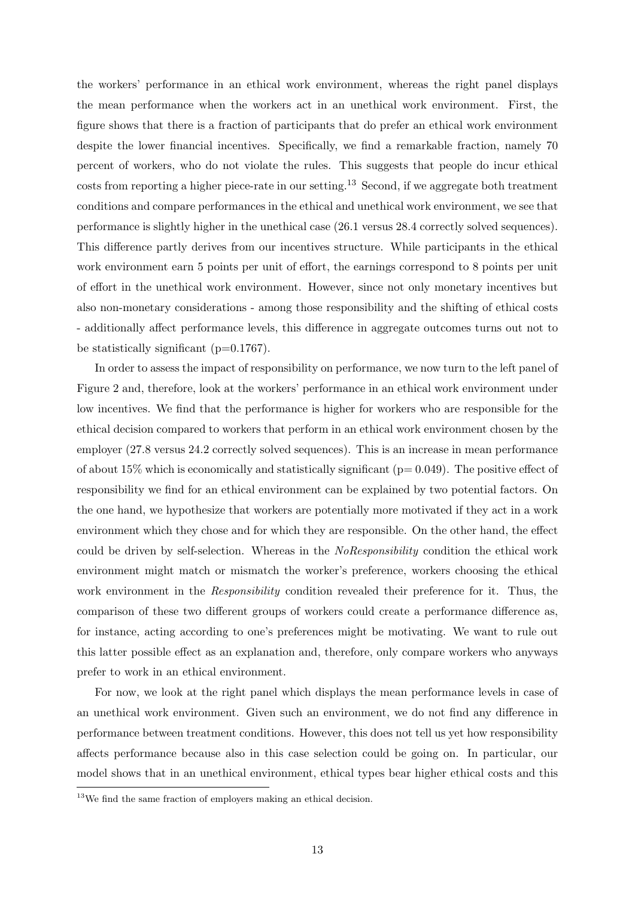the workers' performance in an ethical work environment, whereas the right panel displays the mean performance when the workers act in an unethical work environment. First, the figure shows that there is a fraction of participants that do prefer an ethical work environment despite the lower financial incentives. Specifically, we find a remarkable fraction, namely 70 percent of workers, who do not violate the rules. This suggests that people do incur ethical costs from reporting a higher piece-rate in our setting.[13] Second, if we aggregate both treatment conditions and compare performances in the ethical and unethical work environment, we see that performance is slightly higher in the unethical case (26.1 versus 28.4 correctly solved sequences). This difference partly derives from our incentives structure. While participants in the ethical work environment earn 5 points per unit of effort, the earnings correspond to 8 points per unit of effort in the unethical work environment. However, since not only monetary incentives but also non-monetary considerations - among those responsibility and the shifting of ethical costs - additionally affect performance levels, this difference in aggregate outcomes turns out not to be statistically significant (p=0.1767).

In order to assess the impact of responsibility on performance, we now turn to the left panel of Figure 2 and, therefore, look at the workers' performance in an ethical work environment under low incentives. We find that the performance is higher for workers who are responsible for the ethical decision compared to workers that perform in an ethical work environment chosen by the employer (27.8 versus 24.2 correctly solved sequences). This is an increase in mean performance of about 15% which is economically and statistically significant (p= 0.049). The positive effect of responsibility we find for an ethical environment can be explained by two potential factors. On the one hand, we hypothesize that workers are potentially more motivated if they act in a work environment which they chose and for which they are responsible. On the other hand, the effect could be driven by self-selection. Whereas in the *NoResponsibility* condition the ethical work environment might match or mismatch the worker's preference, workers choosing the ethical work environment in the *Responsibility* condition revealed their preference for it. Thus, the comparison of these two different groups of workers could create a performance difference as, for instance, acting according to one's preferences might be motivating. We want to rule out this latter possible effect as an explanation and, therefore, only compare workers who anyways prefer to work in an ethical environment.

For now, we look at the right panel which displays the mean performance levels in case of an unethical work environment. Given such an environment, we do not find any difference in performance between treatment conditions. However, this does not tell us yet how responsibility affects performance because also in this case selection could be going on. In particular, our model shows that in an unethical environment, ethical types bear higher ethical costs and this

[13] We find the same fraction of employers making an ethical decision.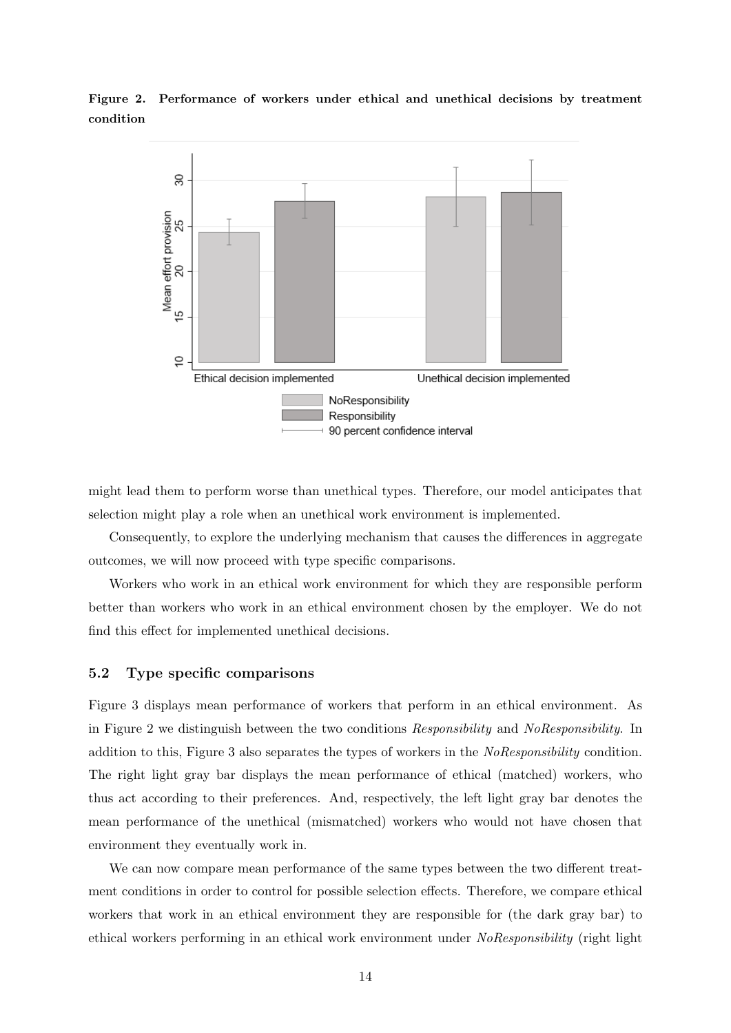**Figure 2. Performance of workers under ethical and unethical decisions by treatment condition**

might lead them to perform worse than unethical types. Therefore, our model anticipates that selection might play a role when an unethical work environment is implemented.

Consequently, to explore the underlying mechanism that causes the differences in aggregate outcomes, we will now proceed with type specific comparisons.

Workers who work in an ethical work environment for which they are responsible perform better than workers who work in an ethical environment chosen by the employer. We do not find this effect for implemented unethical decisions.

### 5.2 Type specific comparisons

Figure 3 displays mean performance of workers that perform in an ethical environment. As in Figure 2 we distinguish between the two conditions *Responsibility* and *NoResponsibility*. In addition to this, Figure 3 also separates the types of workers in the *NoResponsibility* condition. The right light gray bar displays the mean performance of ethical (matched) workers, who thus act according to their preferences. And, respectively, the left light gray bar denotes the mean performance of the unethical (mismatched) workers who would not have chosen that environment they eventually work in.

We can now compare mean performance of the same types between the two different treatment conditions in order to control for possible selection effects. Therefore, we compare ethical workers that work in an ethical environment they are responsible for (the dark gray bar) to ethical workers performing in an ethical work environment under *NoResponsibility* (right light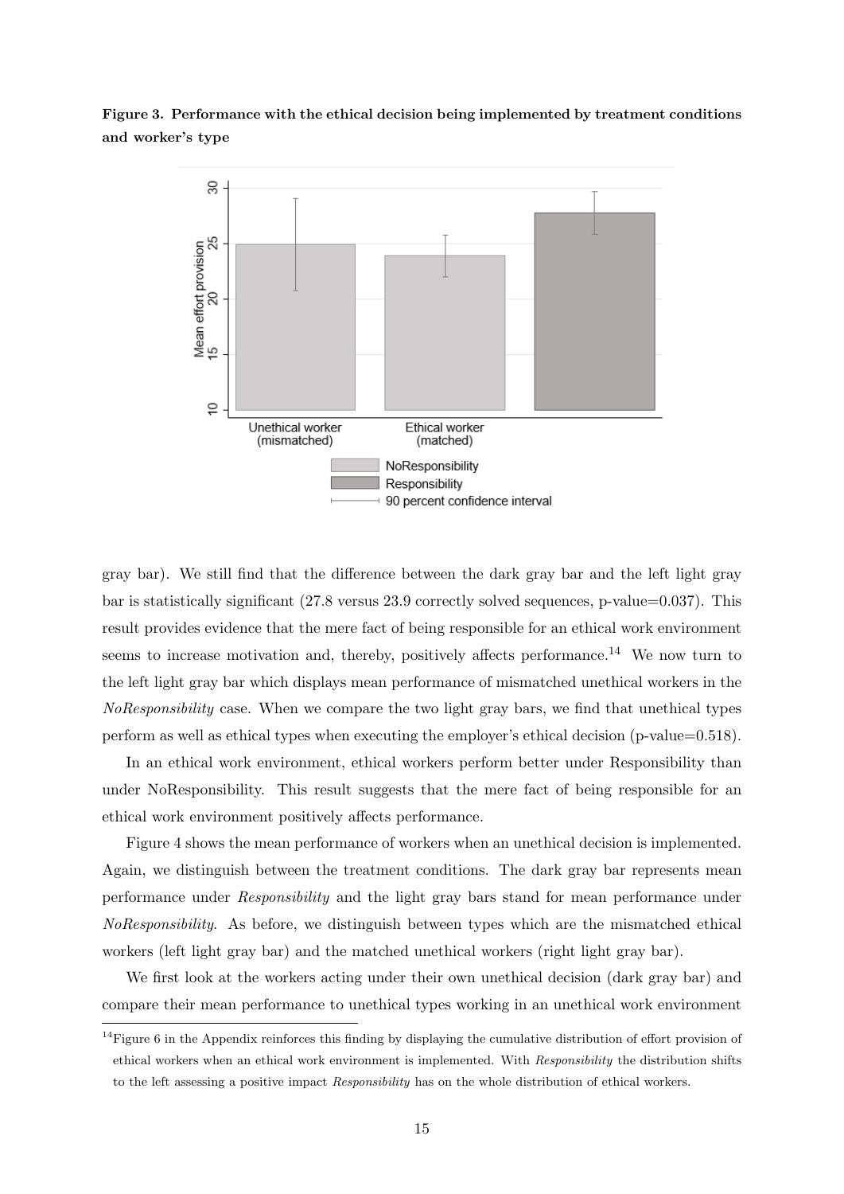**Figure 3. Performance with the ethical decision being implemented by treatment conditions and worker's type**

gray bar). We still find that the difference between the dark gray bar and the left light gray bar is statistically significant (27.8 versus 23.9 correctly solved sequences, p-value=0.037). This result provides evidence that the mere fact of being responsible for an ethical work environment seems to increase motivation and, thereby, positively affects performance.[14] We now turn to the left light gray bar which displays mean performance of mismatched unethical workers in the *NoResponsibility* case. When we compare the two light gray bars, we find that unethical types perform as well as ethical types when executing the employer's ethical decision (p-value=0.518).

In an ethical work environment, ethical workers perform better under Responsibility than under NoResponsibility. This result suggests that the mere fact of being responsible for an ethical work environment positively affects performance.

Figure 4 shows the mean performance of workers when an unethical decision is implemented. Again, we distinguish between the treatment conditions. The dark gray bar represents mean performance under *Responsibility* and the light gray bars stand for mean performance under *NoResponsibility*. As before, we distinguish between types which are the mismatched ethical workers (left light gray bar) and the matched unethical workers (right light gray bar).

We first look at the workers acting under their own unethical decision (dark gray bar) and compare their mean performance to unethical types working in an unethical work environment

[14] Figure 6 in the Appendix reinforces this finding by displaying the cumulative distribution of effort provision of ethical workers when an ethical work environment is implemented. With *Responsibility* the distribution shifts to the left assessing a positive impact *Responsibility* has on the whole distribution of ethical workers.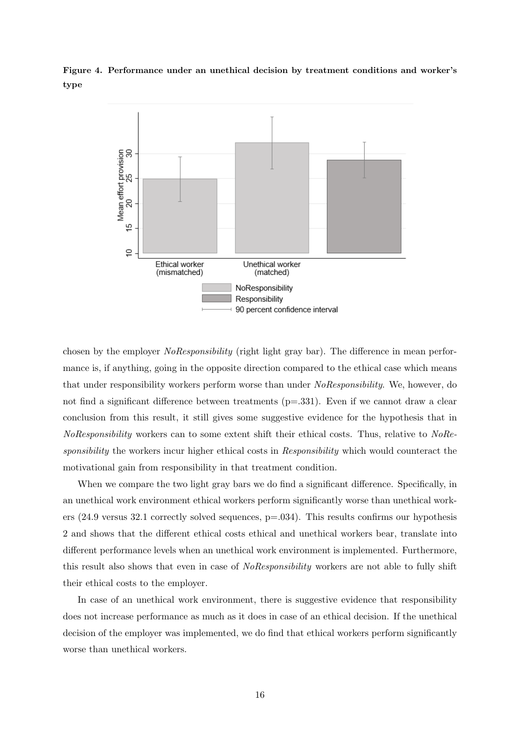**Figure 4. Performance under an unethical decision by treatment conditions and worker's type**

chosen by the employer *NoResponsibility* (right light gray bar). The difference in mean performance is, if anything, going in the opposite direction compared to the ethical case which means that under responsibility workers perform worse than under *NoResponsibility*. We, however, do not find a significant difference between treatments (p=.331). Even if we cannot draw a clear conclusion from this result, it still gives some suggestive evidence for the hypothesis that in *NoResponsibility* workers can to some extent shift their ethical costs. Thus, relative to *NoResponsibility* the workers incur higher ethical costs in *Responsibility* which would counteract the motivational gain from responsibility in that treatment condition.

When we compare the two light gray bars we do find a significant difference. Specifically, in an unethical work environment ethical workers perform significantly worse than unethical workers (24.9 versus 32.1 correctly solved sequences, p=.034). This results confirms our hypothesis 2 and shows that the different ethical costs ethical and unethical workers bear, translate into different performance levels when an unethical work environment is implemented. Furthermore, this result also shows that even in case of *NoResponsibility* workers are not able to fully shift their ethical costs to the employer.

In case of an unethical work environment, there is suggestive evidence that responsibility does not increase performance as much as it does in case of an ethical decision. If the unethical decision of the employer was implemented, we do find that ethical workers perform significantly worse than unethical workers.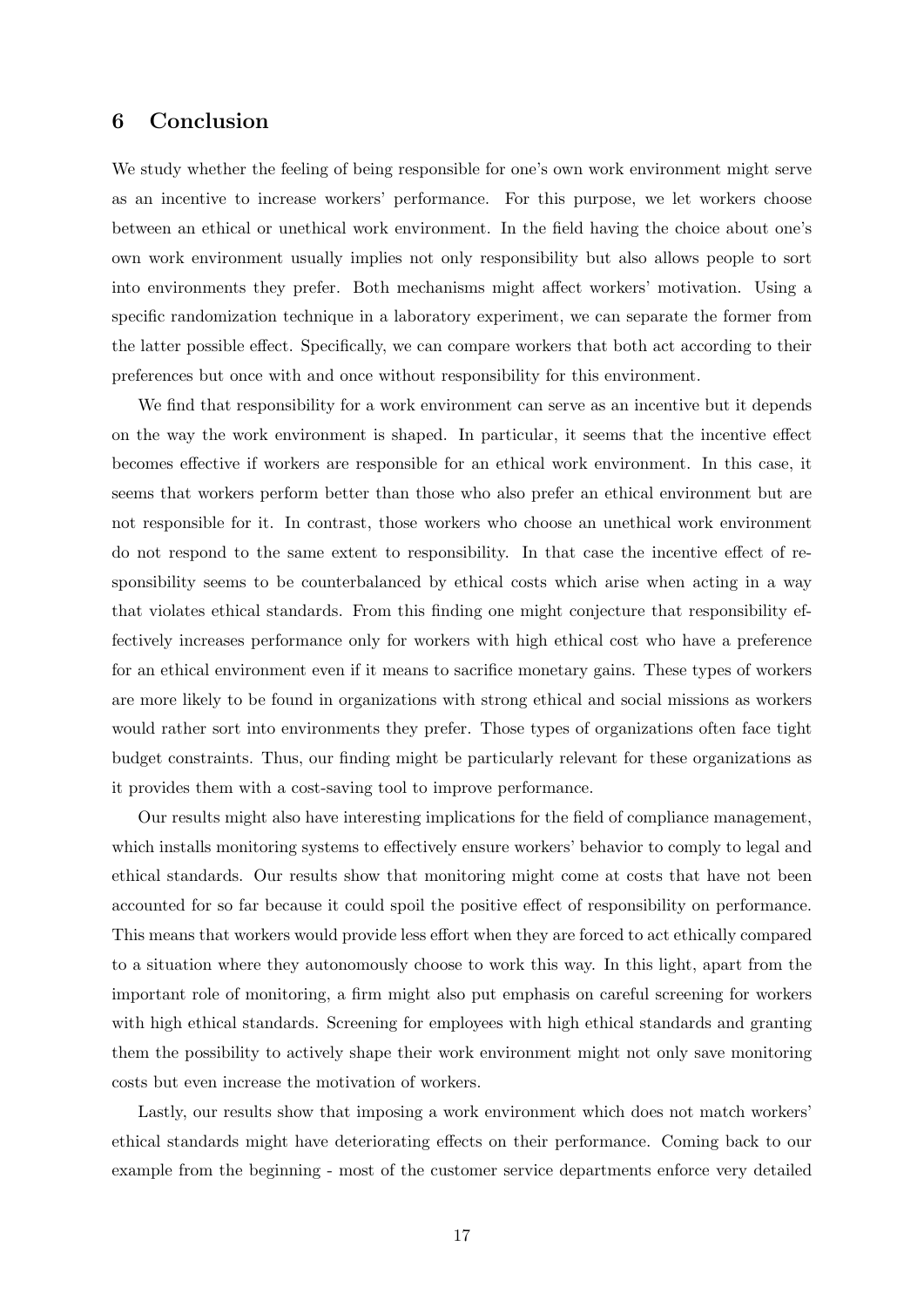## 6 Conclusion

We study whether the feeling of being responsible for one's own work environment might serve as an incentive to increase workers' performance. For this purpose, we let workers choose between an ethical or unethical work environment. In the field having the choice about one's own work environment usually implies not only responsibility but also allows people to sort into environments they prefer. Both mechanisms might affect workers' motivation. Using a specific randomization technique in a laboratory experiment, we can separate the former from the latter possible effect. Specifically, we can compare workers that both act according to their preferences but once with and once without responsibility for this environment.

We find that responsibility for a work environment can serve as an incentive but it depends on the way the work environment is shaped. In particular, it seems that the incentive effect becomes effective if workers are responsible for an ethical work environment. In this case, it seems that workers perform better than those who also prefer an ethical environment but are not responsible for it. In contrast, those workers who choose an unethical work environment do not respond to the same extent to responsibility. In that case the incentive effect of responsibility seems to be counterbalanced by ethical costs which arise when acting in a way that violates ethical standards. From this finding one might conjecture that responsibility effectively increases performance only for workers with high ethical cost who have a preference for an ethical environment even if it means to sacrifice monetary gains. These types of workers are more likely to be found in organizations with strong ethical and social missions as workers would rather sort into environments they prefer. Those types of organizations often face tight budget constraints. Thus, our finding might be particularly relevant for these organizations as it provides them with a cost-saving tool to improve performance.

Our results might also have interesting implications for the field of compliance management, which installs monitoring systems to effectively ensure workers' behavior to comply to legal and ethical standards. Our results show that monitoring might come at costs that have not been accounted for so far because it could spoil the positive effect of responsibility on performance. This means that workers would provide less effort when they are forced to act ethically compared to a situation where they autonomously choose to work this way. In this light, apart from the important role of monitoring, a firm might also put emphasis on careful screening for workers with high ethical standards. Screening for employees with high ethical standards and granting them the possibility to actively shape their work environment might not only save monitoring costs but even increase the motivation of workers.

Lastly, our results show that imposing a work environment which does not match workers' ethical standards might have deteriorating effects on their performance. Coming back to our example from the beginning - most of the customer service departments enforce very detailed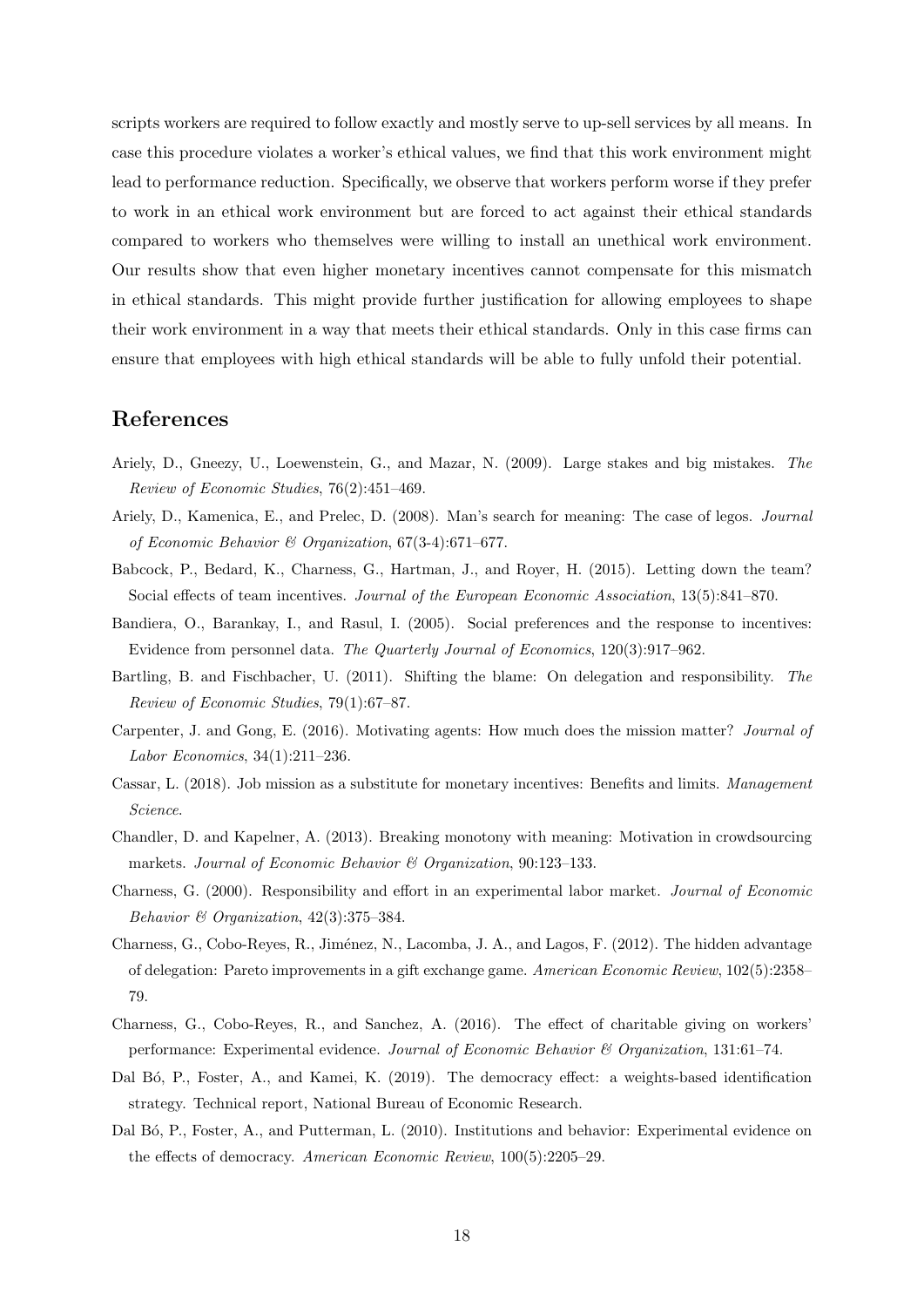scripts workers are required to follow exactly and mostly serve to up-sell services by all means. In case this procedure violates a worker's ethical values, we find that this work environment might lead to performance reduction. Specifically, we observe that workers perform worse if they prefer to work in an ethical work environment but are forced to act against their ethical standards compared to workers who themselves were willing to install an unethical work environment. Our results show that even higher monetary incentives cannot compensate for this mismatch in ethical standards. This might provide further justification for allowing employees to shape their work environment in a way that meets their ethical standards. Only in this case firms can ensure that employees with high ethical standards will be able to fully unfold their potential.

## References

Ariely, D., Gneezy, U., Loewenstein, G., and Mazar, N. (2009). Large stakes and big mistakes. *The Review of Economic Studies*, 76(2):451–469.

Ariely, D., Kamenica, E., and Prelec, D. (2008). Man's search for meaning: The case of legos. *Journal of Economic Behavior & Organization*, 67(3-4):671–677.

Babcock, P., Bedard, K., Charness, G., Hartman, J., and Royer, H. (2015). Letting down the team? Social effects of team incentives. *Journal of the European Economic Association*, 13(5):841–870.

Bandiera, O., Barankay, I., and Rasul, I. (2005). Social preferences and the response to incentives: Evidence from personnel data. *The Quarterly Journal of Economics*, 120(3):917–962.

Bartling, B. and Fischbacher, U. (2011). Shifting the blame: On delegation and responsibility. *The Review of Economic Studies*, 79(1):67–87.

Carpenter, J. and Gong, E. (2016). Motivating agents: How much does the mission matter? *Journal of Labor Economics*, 34(1):211–236.

Cassar, L. (2018). Job mission as a substitute for monetary incentives: Benefits and limits. *Management Science*.

Chandler, D. and Kapelner, A. (2013). Breaking monotony with meaning: Motivation in crowdsourcing markets. *Journal of Economic Behavior & Organization*, 90:123–133.

Charness, G. (2000). Responsibility and effort in an experimental labor market. *Journal of Economic Behavior & Organization*, 42(3):375–384.

Charness, G., Cobo-Reyes, R., Jiménez, N., Lacomba, J. A., and Lagos, F. (2012). The hidden advantage of delegation: Pareto improvements in a gift exchange game. *American Economic Review*, 102(5):2358–79.

Charness, G., Cobo-Reyes, R., and Sanchez, A. (2016). The effect of charitable giving on workers' performance: Experimental evidence. *Journal of Economic Behavior & Organization*, 131:61–74.

Dal Bó, P., Foster, A., and Kamei, K. (2019). The democracy effect: a weights-based identification strategy. Technical report, National Bureau of Economic Research.

Dal Bó, P., Foster, A., and Putterman, L. (2010). Institutions and behavior: Experimental evidence on the effects of democracy. *American Economic Review*, 100(5):2205–29.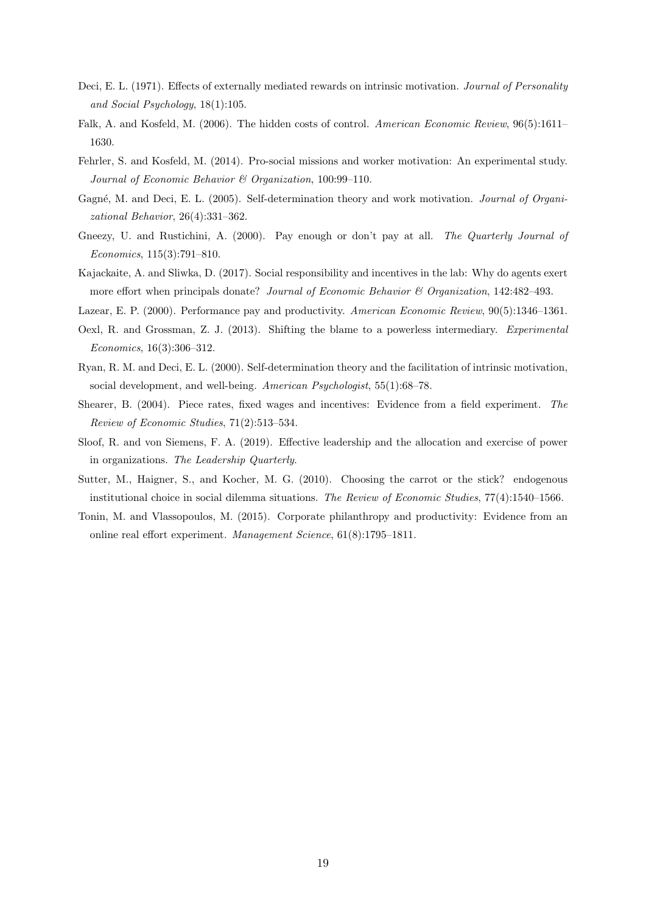Deci, E. L. (1971). Effects of externally mediated rewards on intrinsic motivation. *Journal of Personality and Social Psychology*, 18(1):105.

Falk, A. and Kosfeld, M. (2006). The hidden costs of control. *American Economic Review*, 96(5):1611–1630.

Fehrler, S. and Kosfeld, M. (2014). Pro-social missions and worker motivation: An experimental study. *Journal of Economic Behavior & Organization*, 100:99–110.

Gagné, M. and Deci, E. L. (2005). Self-determination theory and work motivation. *Journal of Organizational Behavior*, 26(4):331–362.

Gneezy, U. and Rustichini, A. (2000). Pay enough or don't pay at all. *The Quarterly Journal of Economics*, 115(3):791–810.

Kajackaite, A. and Sliwka, D. (2017). Social responsibility and incentives in the lab: Why do agents exert more effort when principals donate? *Journal of Economic Behavior & Organization*, 142:482–493.

Lazear, E. P. (2000). Performance pay and productivity. *American Economic Review*, 90(5):1346–1361.

Oexl, R. and Grossman, Z. J. (2013). Shifting the blame to a powerless intermediary. *Experimental Economics*, 16(3):306–312.

Ryan, R. M. and Deci, E. L. (2000). Self-determination theory and the facilitation of intrinsic motivation, social development, and well-being. *American Psychologist*, 55(1):68–78.

Shearer, B. (2004). Piece rates, fixed wages and incentives: Evidence from a field experiment. *The Review of Economic Studies*, 71(2):513–534.

Sloof, R. and von Siemens, F. A. (2019). Effective leadership and the allocation and exercise of power in organizations. *The Leadership Quarterly*.

Sutter, M., Haigner, S., and Kocher, M. G. (2010). Choosing the carrot or the stick? endogenous institutional choice in social dilemma situations. *The Review of Economic Studies*, 77(4):1540–1566.

Tonin, M. and Vlassopoulos, M. (2015). Corporate philanthropy and productivity: Evidence from an online real effort experiment. *Management Science*, 61(8):1795–1811.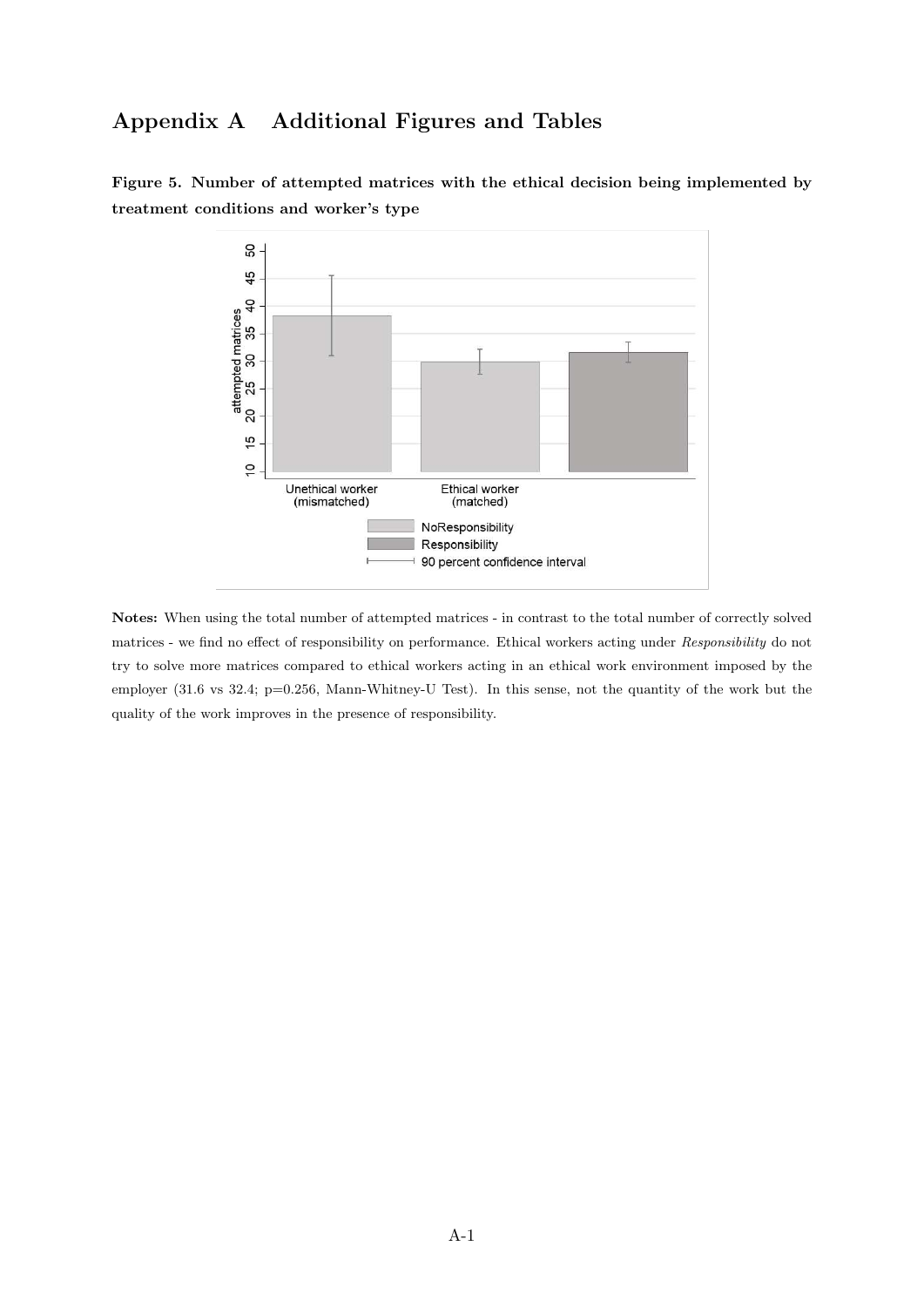# Appendix A Additional Figures and Tables

**Figure 5. Number of attempted matrices with the ethical decision being implemented by treatment conditions and worker's type**

**Notes:** When using the total number of attempted matrices - in contrast to the total number of correctly solved matrices - we find no effect of responsibility on performance. Ethical workers acting under *Responsibility* do not try to solve more matrices compared to ethical workers acting in an ethical work environment imposed by the employer (31.6 vs 32.4; p=0.256, Mann-Whitney-U Test). In this sense, not the quantity of the work but the quality of the work improves in the presence of responsibility.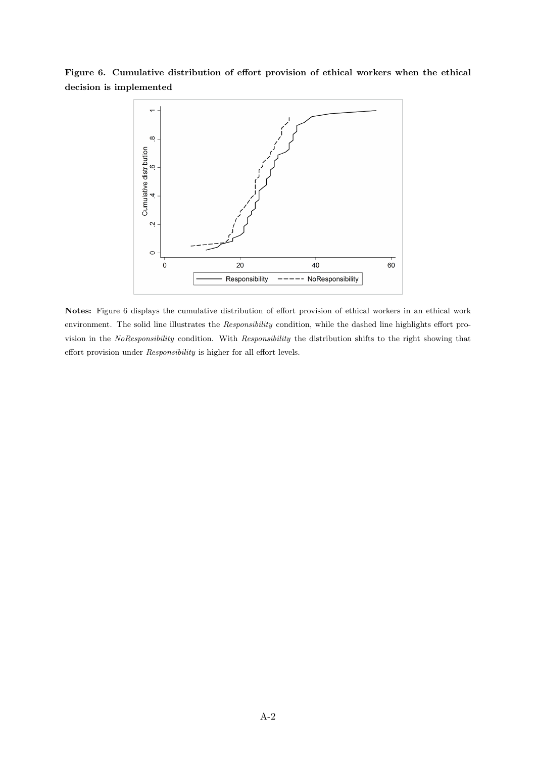**Figure 6. Cumulative distribution of effort provision of ethical workers when the ethical decision is implemented**

Cumulative distribution

0
.2
.4
.6
.8
1

0
20
40
60

Responsibility
NoResponsibility

**Notes:** Figure 6 displays the cumulative distribution of effort provision of ethical workers in an ethical work environment. The solid line illustrates the *Responsibility* condition, while the dashed line highlights effort provision in the *NoResponsibility* condition. With *Responsibility* the distribution shifts to the right showing that effort provision under *Responsibility* is higher for all effort levels.